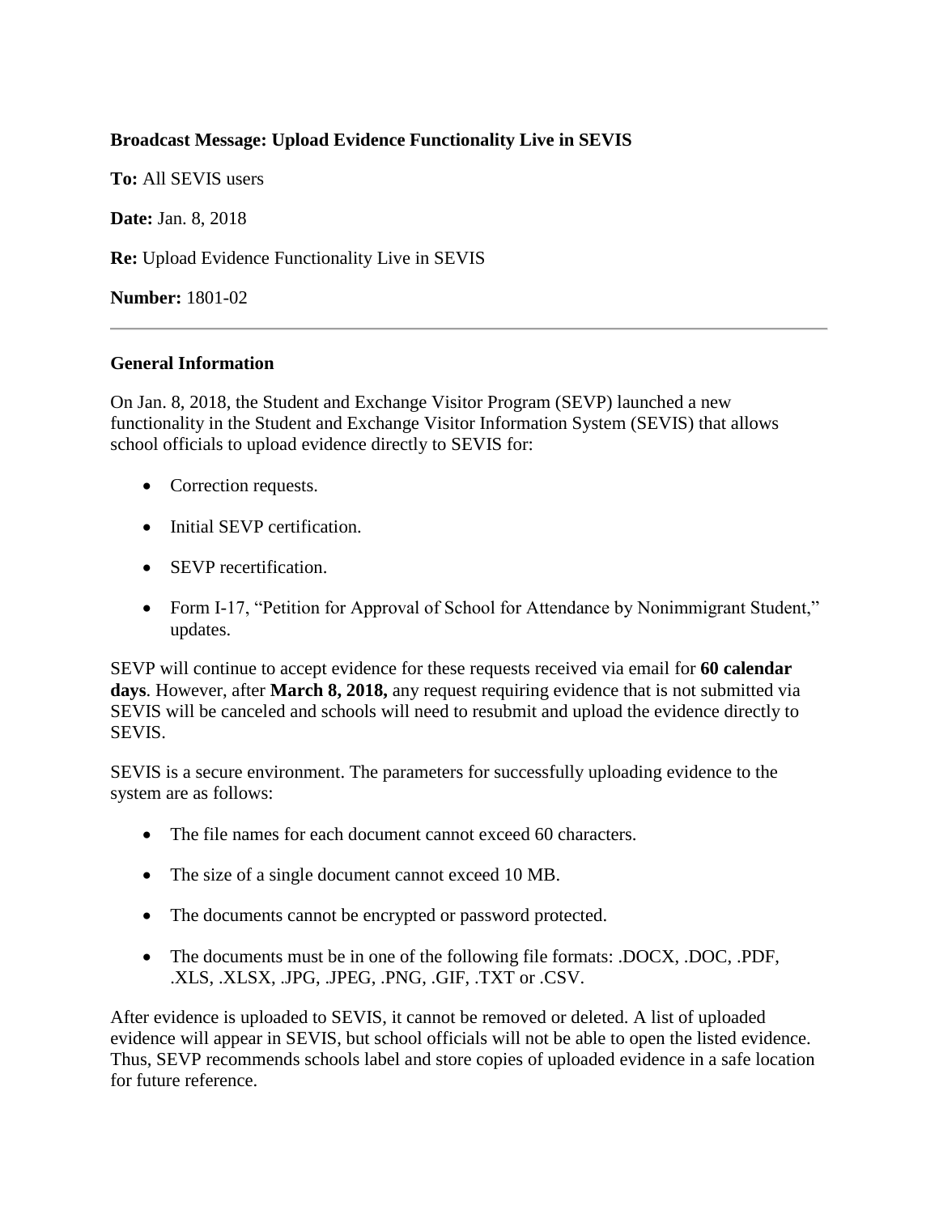**Broadcast Message: Upload Evidence Functionality Live in SEVIS**

**To:** All SEVIS users

**Date:** Jan. 8, 2018

**Re:** Upload Evidence Functionality Live in SEVIS

**Number:** 1801-02

---

**General Information**

On Jan. 8, 2018, the Student and Exchange Visitor Program (SEVP) launched a new functionality in the Student and Exchange Visitor Information System (SEVIS) that allows school officials to upload evidence directly to SEVIS for:

- Correction requests.
- Initial SEVP certification.
- SEVP recertification.
- Form I-17, "Petition for Approval of School for Attendance by Nonimmigrant Student," updates.

SEVP will continue to accept evidence for these requests received via email for **60 calendar days**. However, after **March 8, 2018,** any request requiring evidence that is not submitted via SEVIS will be canceled and schools will need to resubmit and upload the evidence directly to SEVIS.

SEVIS is a secure environment. The parameters for successfully uploading evidence to the system are as follows:

- The file names for each document cannot exceed 60 characters.
- The size of a single document cannot exceed 10 MB.
- The documents cannot be encrypted or password protected.
- The documents must be in one of the following file formats: .DOCX, .DOC, .PDF, .XLS, .XLSX, .JPG, .JPEG, .PNG, .GIF, .TXT or .CSV.

After evidence is uploaded to SEVIS, it cannot be removed or deleted. A list of uploaded evidence will appear in SEVIS, but school officials will not be able to open the listed evidence. Thus, SEVP recommends schools label and store copies of uploaded evidence in a safe location for future reference.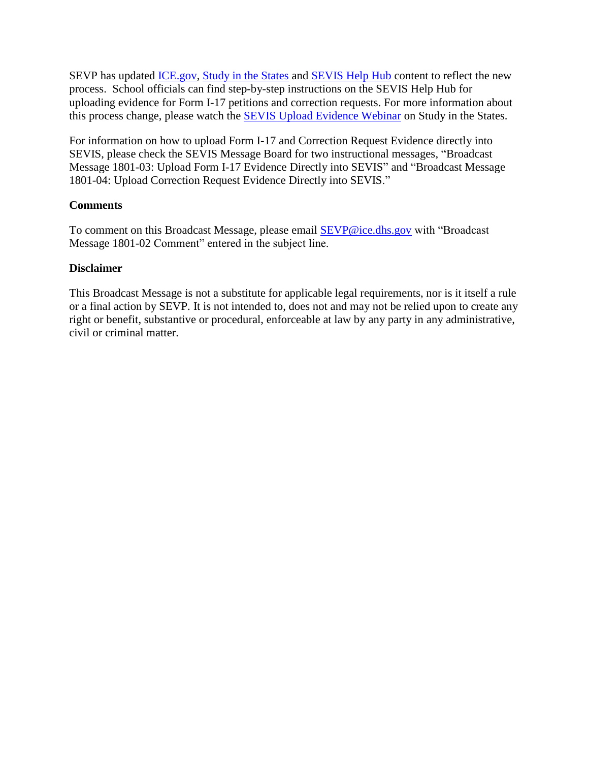SEVP has updated ICE.gov, Study in the States and SEVIS Help Hub content to reflect the new process. School officials can find step-by-step instructions on the SEVIS Help Hub for uploading evidence for Form I-17 petitions and correction requests. For more information about this process change, please watch the SEVIS Upload Evidence Webinar on Study in the States.

For information on how to upload Form I-17 and Correction Request Evidence directly into SEVIS, please check the SEVIS Message Board for two instructional messages, "Broadcast Message 1801-03: Upload Form I-17 Evidence Directly into SEVIS" and "Broadcast Message 1801-04: Upload Correction Request Evidence Directly into SEVIS."

**Comments**

To comment on this Broadcast Message, please email SEVP@ice.dhs.gov with "Broadcast Message 1801-02 Comment" entered in the subject line.

**Disclaimer**

This Broadcast Message is not a substitute for applicable legal requirements, nor is it itself a rule or a final action by SEVP. It is not intended to, does not and may not be relied upon to create any right or benefit, substantive or procedural, enforceable at law by any party in any administrative, civil or criminal matter.